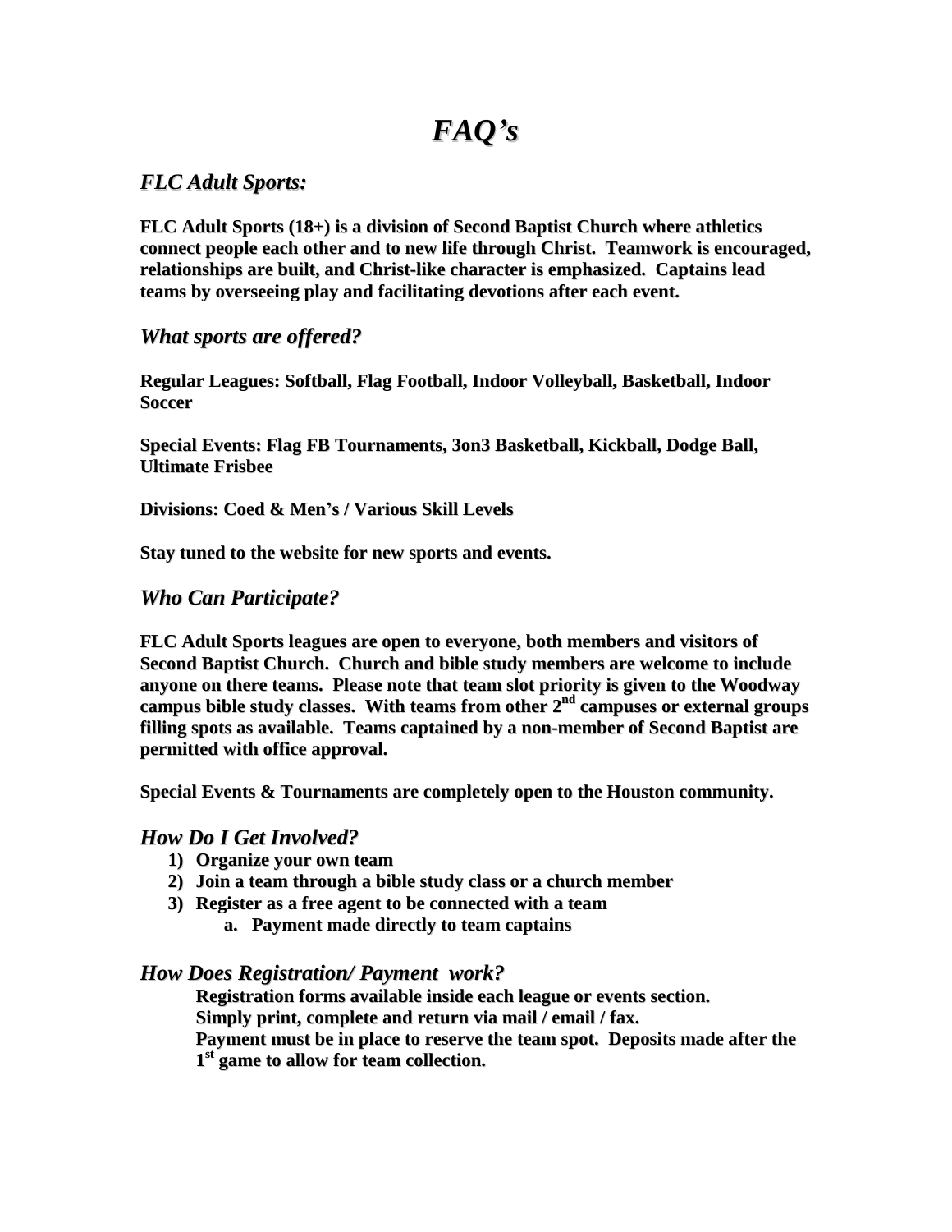# *FAQ's*

## *FLC Adult Sports:*

**FLC Adult Sports (18+) is a division of Second Baptist Church where athletics connect people each other and to new life through Christ. Teamwork is encouraged, relationships are built, and Christ-like character is emphasized. Captains lead teams by overseeing play and facilitating devotions after each event.**

## *What sports are offered?*

**Regular Leagues: Softball, Flag Football, Indoor Volleyball, Basketball, Indoor Soccer**

**Special Events: Flag FB Tournaments, 3on3 Basketball, Kickball, Dodge Ball, Ultimate Frisbee**

**Divisions: Coed & Men's / Various Skill Levels**

**Stay tuned to the website for new sports and events.**

## *Who Can Participate?*

**FLC Adult Sports leagues are open to everyone, both members and visitors of Second Baptist Church. Church and bible study members are welcome to include anyone on there teams. Please note that team slot priority is given to the Woodway campus bible study classes. With teams from other 2nd campuses or external groups filling spots as available. Teams captained by a non-member of Second Baptist are permitted with office approval.**

**Special Events & Tournaments are completely open to the Houston community.**

## *How Do I Get Involved?*

1) **Organize your own team**
2) **Join a team through a bible study class or a church member**
3) **Register as a free agent to be connected with a team**
   a. **Payment made directly to team captains**

## *How Does Registration/ Payment work?*

**Registration forms available inside each league or events section.**
**Simply print, complete and return via mail / email / fax.**
**Payment must be in place to reserve the team spot. Deposits made after the 1st game to allow for team collection.**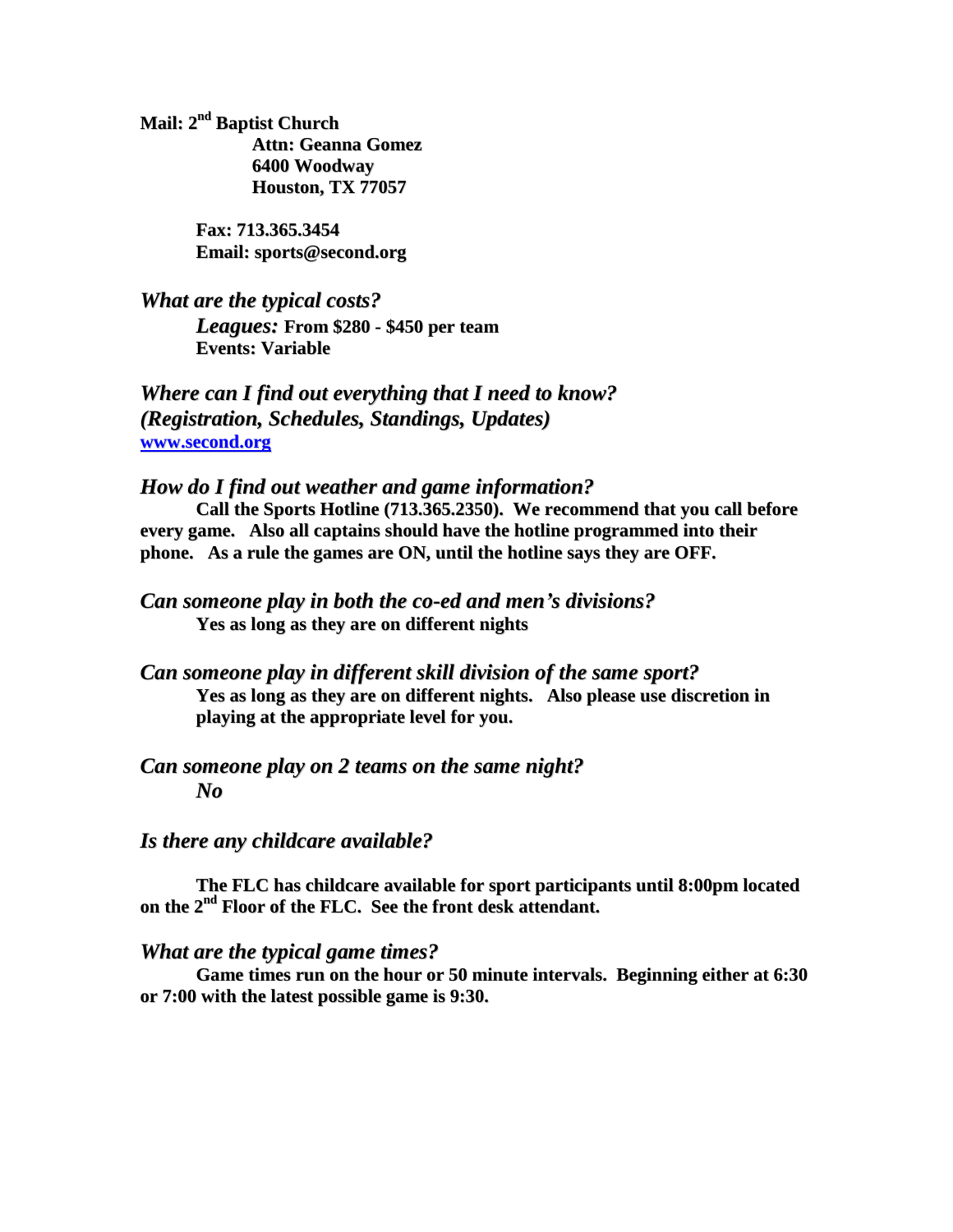**Mail: 2nd Baptist Church**
**Attn: Geanna Gomez**
**6400 Woodway**
**Houston, TX 77057**

**Fax: 713.365.3454**
**Email: sports@second.org**

***What are the typical costs?***

***Leagues:*** **From $280 - $450 per team**
**Events: Variable**

***Where can I find out everything that I need to know? (Registration, Schedules, Standings, Updates)***

**[www.second.org](http://www.second.org)**

***How do I find out weather and game information?***

**Call the Sports Hotline (713.365.2350). We recommend that you call before every game. Also all captains should have the hotline programmed into their phone. As a rule the games are ON, until the hotline says they are OFF.**

***Can someone play in both the co-ed and men's divisions?***

**Yes as long as they are on different nights**

***Can someone play in different skill division of the same sport?***

**Yes as long as they are on different nights. Also please use discretion in playing at the appropriate level for you.**

***Can someone play on 2 teams on the same night?***

***No***

***Is there any childcare available?***

**The FLC has childcare available for sport participants until 8:00pm located on the 2nd Floor of the FLC. See the front desk attendant.**

***What are the typical game times?***

**Game times run on the hour or 50 minute intervals. Beginning either at 6:30 or 7:00 with the latest possible game is 9:30.**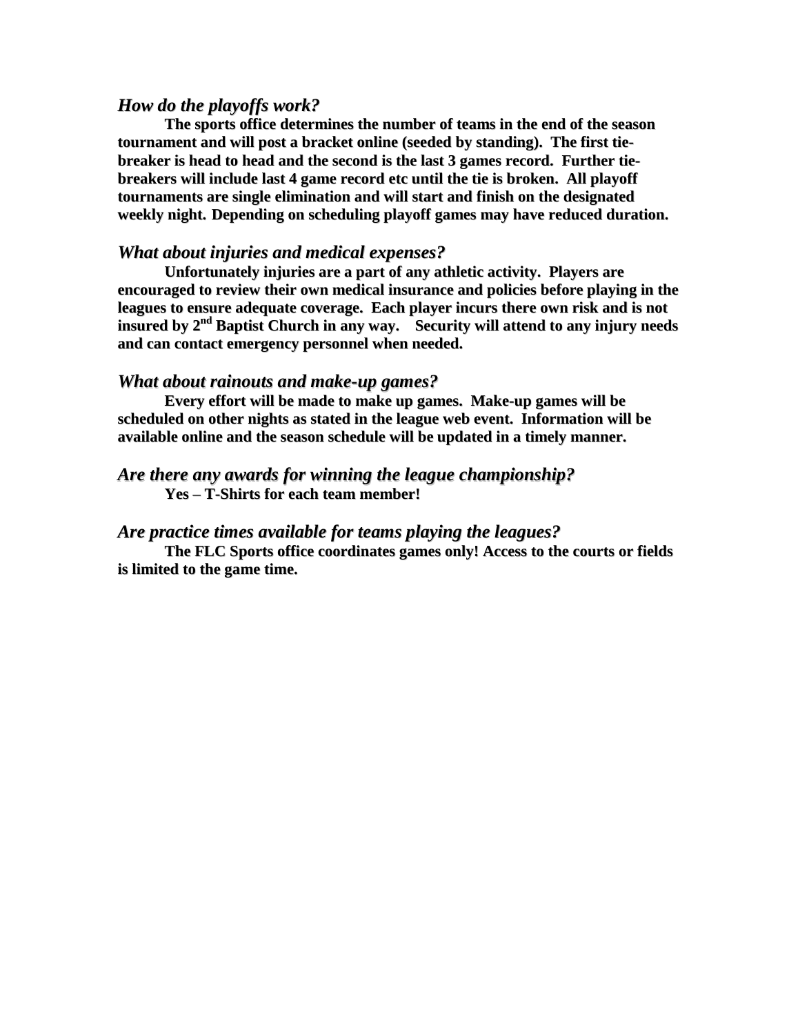### *How do the playoffs work?*

**The sports office determines the number of teams in the end of the season tournament and will post a bracket online (seeded by standing). The first tie-breaker is head to head and the second is the last 3 games record. Further tie-breakers will include last 4 game record etc until the tie is broken. All playoff tournaments are single elimination and will start and finish on the designated weekly night. Depending on scheduling playoff games may have reduced duration.**

### *What about injuries and medical expenses?*

**Unfortunately injuries are a part of any athletic activity. Players are encouraged to review their own medical insurance and policies before playing in the leagues to ensure adequate coverage. Each player incurs there own risk and is not insured by 2nd Baptist Church in any way. Security will attend to any injury needs and can contact emergency personnel when needed.**

### *What about rainouts and make-up games?*

**Every effort will be made to make up games. Make-up games will be scheduled on other nights as stated in the league web event. Information will be available online and the season schedule will be updated in a timely manner.**

### *Are there any awards for winning the league championship?*

**Yes – T-Shirts for each team member!**

### *Are practice times available for teams playing the leagues?*

**The FLC Sports office coordinates games only! Access to the courts or fields is limited to the game time.**